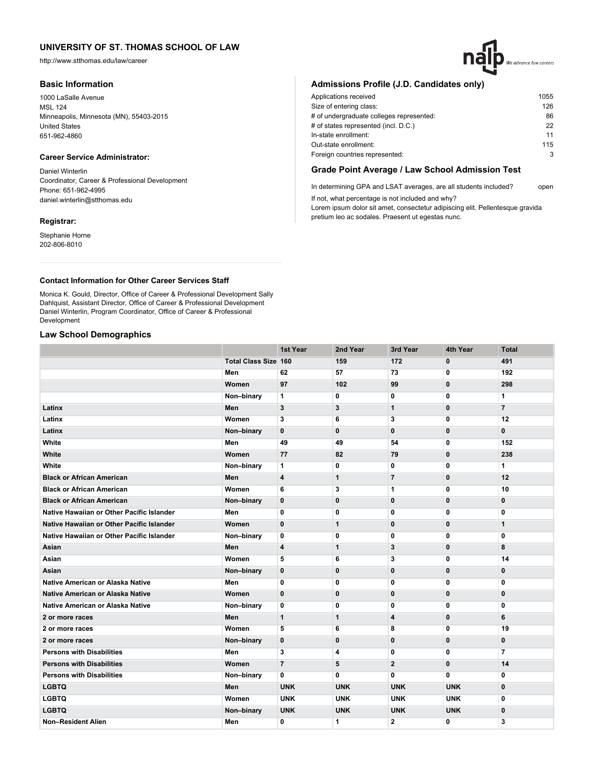# UNIVERSITY OF ST. THOMAS SCHOOL OF LAW

http://www.stthomas.edu/law/career

## Basic Information

1000 LaSalle Avenue
MSL 124
Minneapolis, Minnesota (MN), 55403-2015
United States
651-962-4860

### Career Service Administrator:

Daniel Winterlin
Coordinator, Career & Professional Development
Phone: 651-962-4995
daniel.winterlin@stthomas.edu

### Registrar:

Stephanie Horne
202-806-8010

## Admissions Profile (J.D. Candidates only)

| | |
|---|---|
| Applications received | 1055 |
| Size of entering class: | 126 |
| # of undergraduate colleges represented: | 86 |
| # of states represented (incl. D.C.) | 22 |
| In-state enrollment: | 11 |
| Out-state enrollment: | 115 |
| Foreign countries represented: | 3 |

## Grade Point Average / Law School Admission Test

In determining GPA and LSAT averages, are all students included? open

If not, what percentage is not included and why?
Lorem ipsum dolor sit amet, consectetur adipiscing elit. Pellentesque gravida pretium leo ac sodales. Praesent ut egestas nunc.

### Contact Information for Other Career Services Staff

Monica K. Gould, Director, Office of Career & Professional Development Sally Dahlquist, Assistant Director, Office of Career & Professional Development Daniel Winterlin, Program Coordinator, Office of Career & Professional Development

## Law School Demographics

| | | 1st Year | 2nd Year | 3rd Year | 4th Year | Total |
|---|---|---|---|---|---|---|
| | Total Class Size | 160 | 159 | 172 | 0 | 491 |
| | Men | 62 | 57 | 73 | 0 | 192 |
| | Women | 97 | 102 | 99 | 0 | 298 |
| | Non–binary | 1 | 0 | 0 | 0 | 1 |
| Latinx | Men | 3 | 3 | 1 | 0 | 7 |
| Latinx | Women | 3 | 6 | 3 | 0 | 12 |
| Latinx | Non–binary | 0 | 0 | 0 | 0 | 0 |
| White | Men | 49 | 49 | 54 | 0 | 152 |
| White | Women | 77 | 82 | 79 | 0 | 238 |
| White | Non–binary | 1 | 0 | 0 | 0 | 1 |
| Black or African American | Men | 4 | 1 | 7 | 0 | 12 |
| Black or African American | Women | 6 | 3 | 1 | 0 | 10 |
| Black or African American | Non–binary | 0 | 0 | 0 | 0 | 0 |
| Native Hawaiian or Other Pacific Islander | Men | 0 | 0 | 0 | 0 | 0 |
| Native Hawaiian or Other Pacific Islander | Women | 0 | 1 | 0 | 0 | 1 |
| Native Hawaiian or Other Pacific Islander | Non–binary | 0 | 0 | 0 | 0 | 0 |
| Asian | Men | 4 | 1 | 3 | 0 | 8 |
| Asian | Women | 5 | 6 | 3 | 0 | 14 |
| Asian | Non–binary | 0 | 0 | 0 | 0 | 0 |
| Native American or Alaska Native | Men | 0 | 0 | 0 | 0 | 0 |
| Native American or Alaska Native | Women | 0 | 0 | 0 | 0 | 0 |
| Native American or Alaska Native | Non–binary | 0 | 0 | 0 | 0 | 0 |
| 2 or more races | Men | 1 | 1 | 4 | 0 | 6 |
| 2 or more races | Women | 5 | 6 | 8 | 0 | 19 |
| 2 or more races | Non–binary | 0 | 0 | 0 | 0 | 0 |
| Persons with Disabilities | Men | 3 | 4 | 0 | 0 | 7 |
| Persons with Disabilities | Women | 7 | 5 | 2 | 0 | 14 |
| Persons with Disabilities | Non–binary | 0 | 0 | 0 | 0 | 0 |
| LGBTQ | Men | UNK | UNK | UNK | UNK | 0 |
| LGBTQ | Women | UNK | UNK | UNK | UNK | 0 |
| LGBTQ | Non–binary | UNK | UNK | UNK | UNK | 0 |
| Non–Resident Alien | Men | 0 | 1 | 2 | 0 | 3 |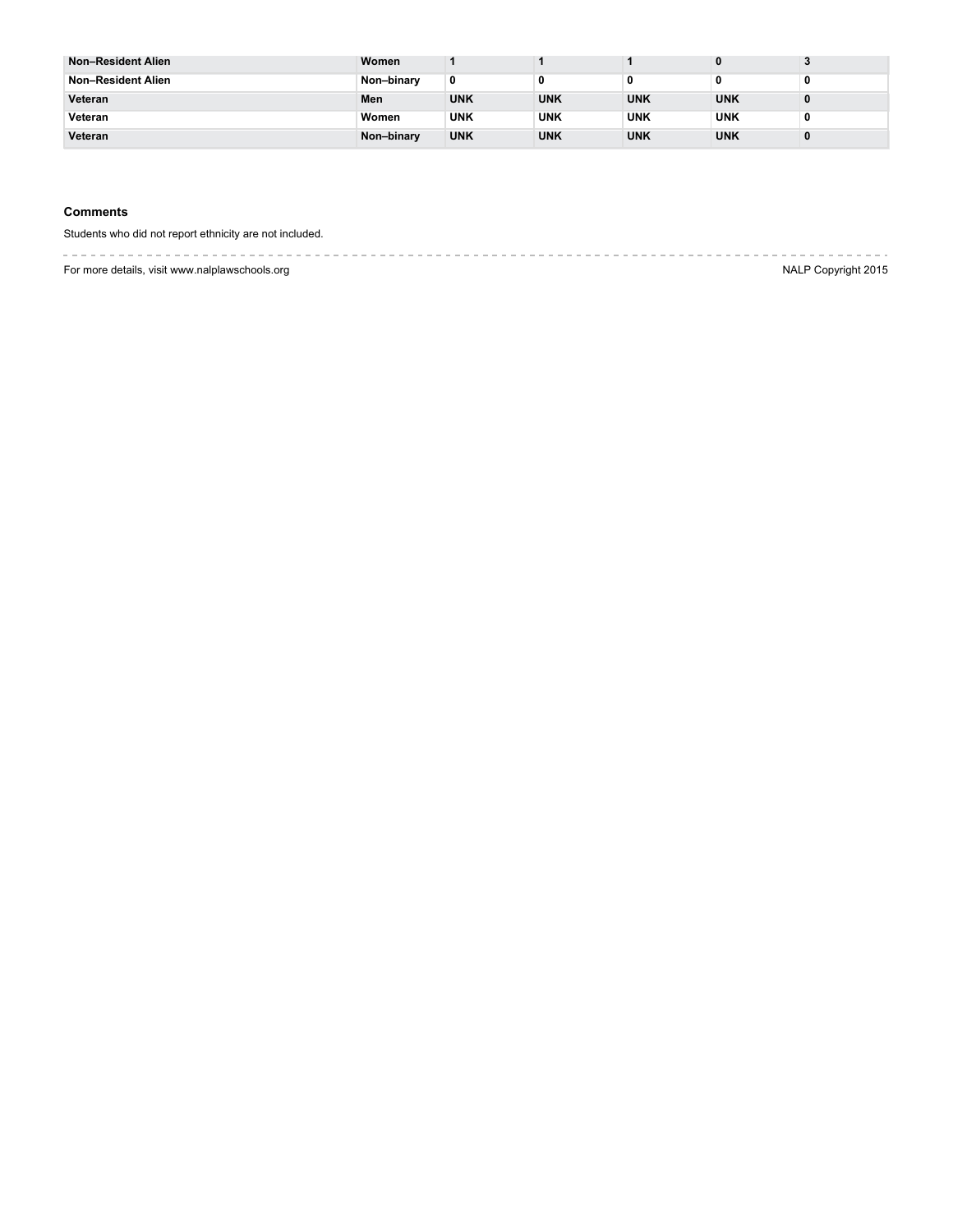| | | | | | | |
|---|---|---|---|---|---|---|
| Non–Resident Alien | Women | 1 | 1 | 1 | 0 | 3 |
| Non–Resident Alien | Non–binary | 0 | 0 | 0 | 0 | 0 |
| Veteran | Men | UNK | UNK | UNK | UNK | 0 |
| Veteran | Women | UNK | UNK | UNK | UNK | 0 |
| Veteran | Non–binary | UNK | UNK | UNK | UNK | 0 |

### Comments

Students who did not report ethnicity are not included.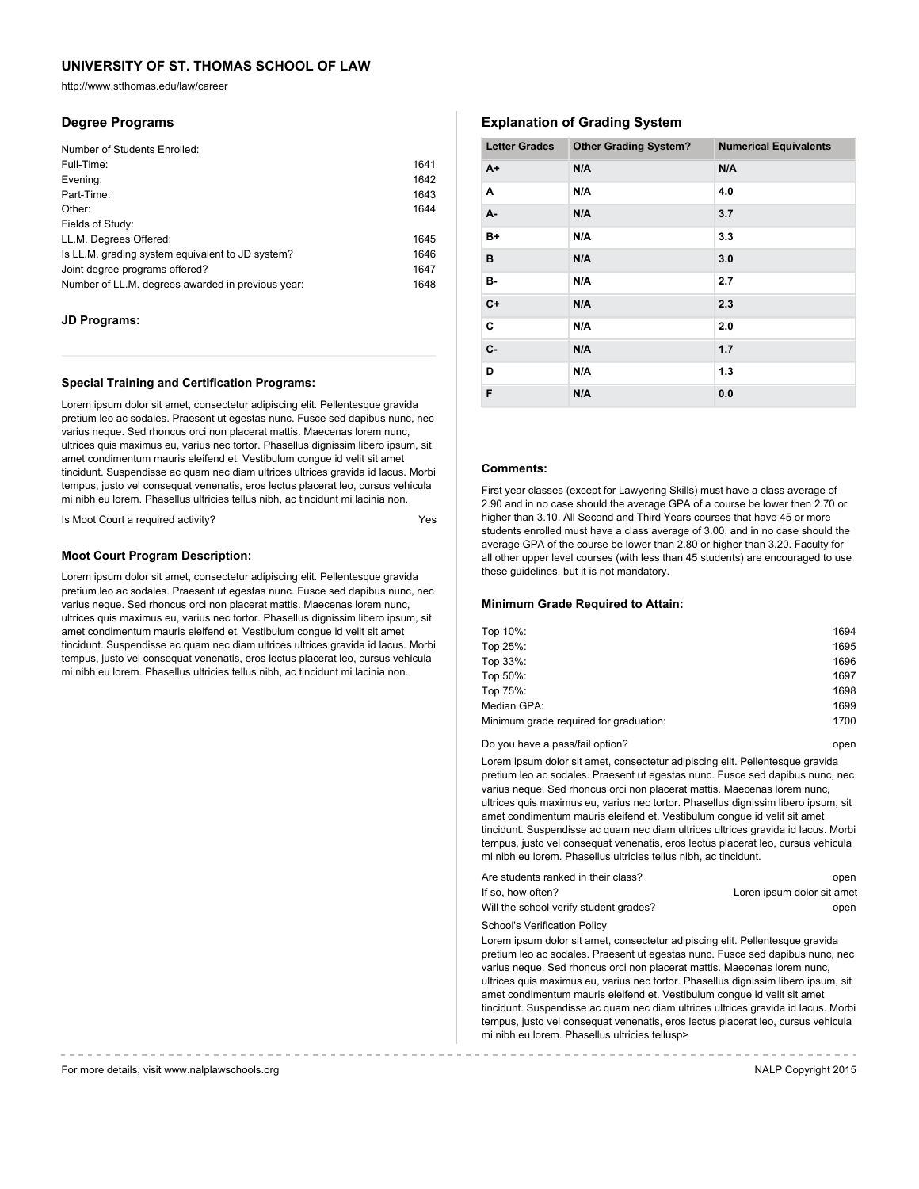# UNIVERSITY OF ST. THOMAS SCHOOL OF LAW

http://www.stthomas.edu/law/career

## Degree Programs

| | |
|---|---|
| Number of Students Enrolled: | |
| Full-Time: | 1641 |
| Evening: | 1642 |
| Part-Time: | 1643 |
| Other: | 1644 |
| Fields of Study: | |
| LL.M. Degrees Offered: | 1645 |
| Is LL.M. grading system equivalent to JD system? | 1646 |
| Joint degree programs offered? | 1647 |
| Number of LL.M. degrees awarded in previous year: | 1648 |

### JD Programs:

### Special Training and Certification Programs:

Lorem ipsum dolor sit amet, consectetur adipiscing elit. Pellentesque gravida pretium leo ac sodales. Praesent ut egestas nunc. Fusce sed dapibus nunc, nec varius neque. Sed rhoncus orci non placerat mattis. Maecenas lorem nunc, ultrices quis maximus eu, varius nec tortor. Phasellus dignissim libero ipsum, sit amet condimentum mauris eleifend et. Vestibulum congue id velit sit amet tincidunt. Suspendisse ac quam nec diam ultrices ultrices gravida id lacus. Morbi tempus, justo vel consequat venenatis, eros lectus placerat leo, cursus vehicula mi nibh eu lorem. Phasellus ultricies tellus nibh, ac tincidunt mi lacinia non.

Is Moot Court a required activity? Yes

### Moot Court Program Description:

Lorem ipsum dolor sit amet, consectetur adipiscing elit. Pellentesque gravida pretium leo ac sodales. Praesent ut egestas nunc. Fusce sed dapibus nunc, nec varius neque. Sed rhoncus orci non placerat mattis. Maecenas lorem nunc, ultrices quis maximus eu, varius nec tortor. Phasellus dignissim libero ipsum, sit amet condimentum mauris eleifend et. Vestibulum congue id velit sit amet tincidunt. Suspendisse ac quam nec diam ultrices ultrices gravida id lacus. Morbi tempus, justo vel consequat venenatis, eros lectus placerat leo, cursus vehicula mi nibh eu lorem. Phasellus ultricies tellus nibh, ac tincidunt mi lacinia non.

## Explanation of Grading System

| Letter Grades | Other Grading System? | Numerical Equivalents |
|---|---|---|
| A+ | N/A | N/A |
| A | N/A | 4.0 |
| A- | N/A | 3.7 |
| B+ | N/A | 3.3 |
| B | N/A | 3.0 |
| B- | N/A | 2.7 |
| C+ | N/A | 2.3 |
| C | N/A | 2.0 |
| C- | N/A | 1.7 |
| D | N/A | 1.3 |
| F | N/A | 0.0 |

### Comments:

First year classes (except for Lawyering Skills) must have a class average of 2.90 and in no case should the average GPA of a course be lower then 2.70 or higher than 3.10. All Second and Third Years courses that have 45 or more students enrolled must have a class average of 3.00, and in no case should the average GPA of the course be lower than 2.80 or higher than 3.20. Faculty for all other upper level courses (with less than 45 students) are encouraged to use these guidelines, but it is not mandatory.

### Minimum Grade Required to Attain:

| | |
|---|---|
| Top 10%: | 1694 |
| Top 25%: | 1695 |
| Top 33%: | 1696 |
| Top 50%: | 1697 |
| Top 75%: | 1698 |
| Median GPA: | 1699 |
| Minimum grade required for graduation: | 1700 |

Do you have a pass/fail option? open

Lorem ipsum dolor sit amet, consectetur adipiscing elit. Pellentesque gravida pretium leo ac sodales. Praesent ut egestas nunc. Fusce sed dapibus nunc, nec varius neque. Sed rhoncus orci non placerat mattis. Maecenas lorem nunc, ultrices quis maximus eu, varius nec tortor. Phasellus dignissim libero ipsum, sit amet condimentum mauris eleifend et. Vestibulum congue id velit sit amet tincidunt. Suspendisse ac quam nec diam ultrices ultrices gravida id lacus. Morbi tempus, justo vel consequat venenatis, eros lectus placerat leo, cursus vehicula mi nibh eu lorem. Phasellus ultricies tellus nibh, ac tincidunt.

| | |
|---|---|
| Are students ranked in their class? | open |
| If so, how often? | Loren ipsum dolor sit amet |
| Will the school verify student grades? | open |

School's Verification Policy

Lorem ipsum dolor sit amet, consectetur adipiscing elit. Pellentesque gravida pretium leo ac sodales. Praesent ut egestas nunc. Fusce sed dapibus nunc, nec varius neque. Sed rhoncus orci non placerat mattis. Maecenas lorem nunc, ultrices quis maximus eu, varius nec tortor. Phasellus dignissim libero ipsum, sit amet condimentum mauris eleifend et. Vestibulum congue id velit sit amet tincidunt. Suspendisse ac quam nec diam ultrices ultrices gravida id lacus. Morbi tempus, justo vel consequat venenatis, eros lectus placerat leo, cursus vehicula mi nibh eu lorem. Phasellus ultricies tellusp>

For more details, visit www.nalplawschools.org

NALP Copyright 2015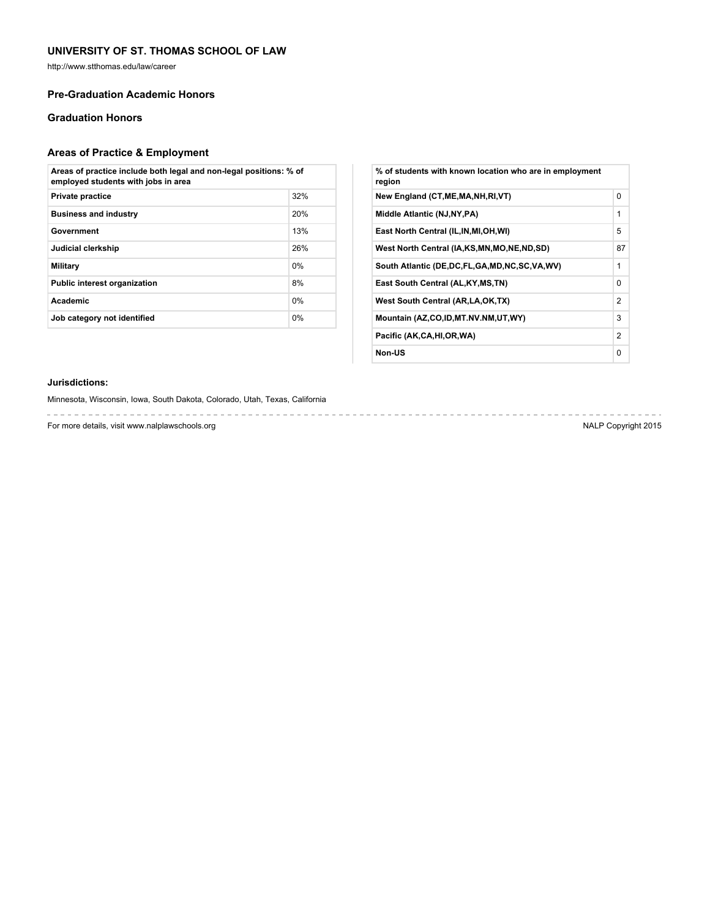## UNIVERSITY OF ST. THOMAS SCHOOL OF LAW

http://www.stthomas.edu/law/career

### Pre-Graduation Academic Honors

### Graduation Honors

### Areas of Practice & Employment

| Areas of practice include both legal and non-legal positions: % of employed students with jobs in area | |
|---|---|
| Private practice | 32% |
| Business and industry | 20% |
| Government | 13% |
| Judicial clerkship | 26% |
| Military | 0% |
| Public interest organization | 8% |
| Academic | 0% |
| Job category not identified | 0% |

| % of students with known location who are in employment region | |
|---|---|
| New England (CT,ME,MA,NH,RI,VT) | 0 |
| Middle Atlantic (NJ,NY,PA) | 1 |
| East North Central (IL,IN,MI,OH,WI) | 5 |
| West North Central (IA,KS,MN,MO,NE,ND,SD) | 87 |
| South Atlantic (DE,DC,FL,GA,MD,NC,SC,VA,WV) | 1 |
| East South Central (AL,KY,MS,TN) | 0 |
| West South Central (AR,LA,OK,TX) | 2 |
| Mountain (AZ,CO,ID,MT.NV.NM,UT,WY) | 3 |
| Pacific (AK,CA,HI,OR,WA) | 2 |
| Non-US | 0 |

**Jurisdictions:**

Minnesota, Wisconsin, Iowa, South Dakota, Colorado, Utah, Texas, California

For more details, visit www.nalplawschools.org

NALP Copyright 2015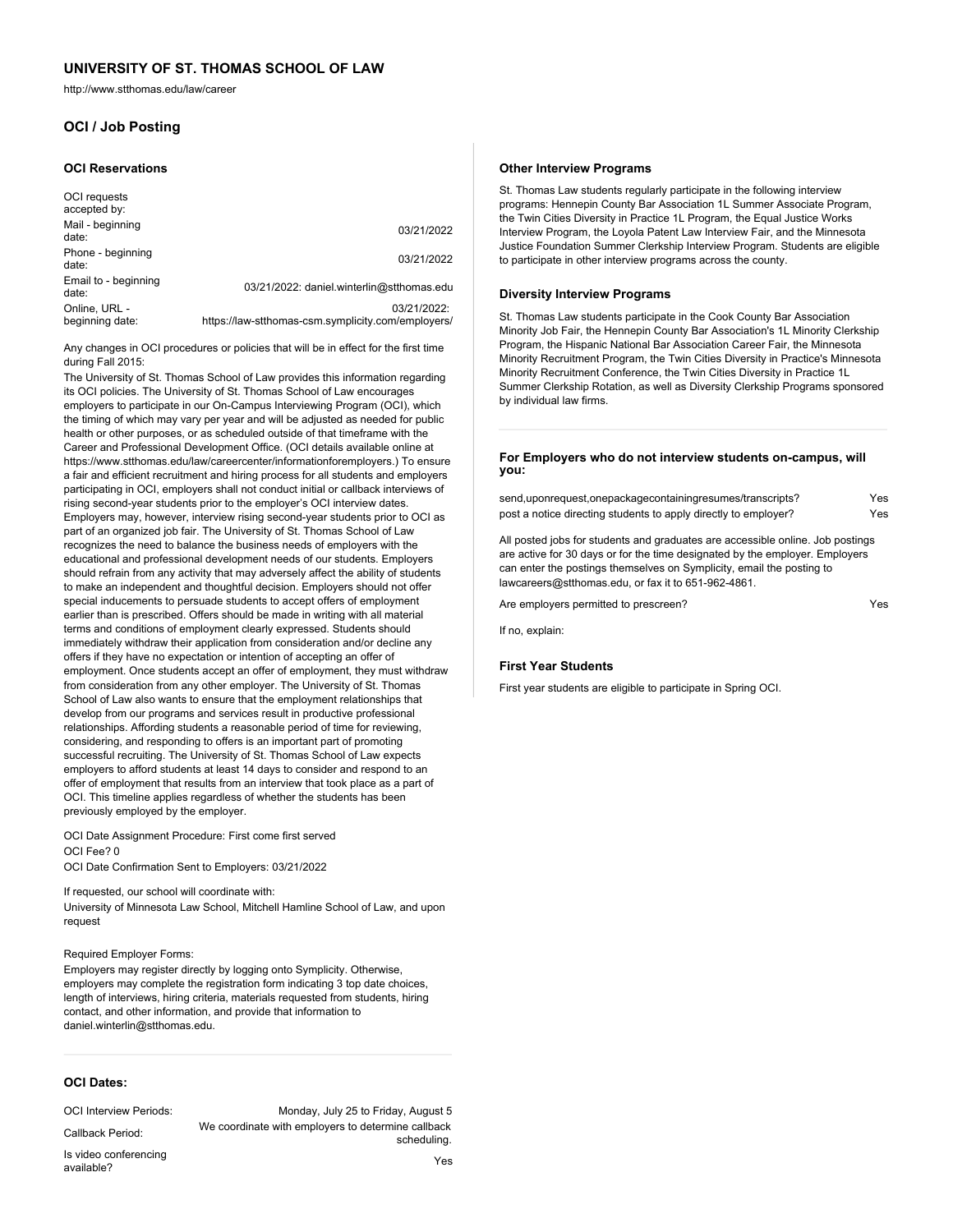## UNIVERSITY OF ST. THOMAS SCHOOL OF LAW

http://www.stthomas.edu/law/career

### OCI / Job Posting

#### OCI Reservations

| OCI requests accepted by: | |
|---|---|
| Mail - beginning date: | 03/21/2022 |
| Phone - beginning date: | 03/21/2022 |
| Email to - beginning date: | 03/21/2022: daniel.winterlin@stthomas.edu |
| Online, URL - beginning date: | 03/21/2022: https://law-stthomas-csm.symplicity.com/employers/ |

Any changes in OCI procedures or policies that will be in effect for the first time during Fall 2015:

The University of St. Thomas School of Law provides this information regarding its OCI policies. The University of St. Thomas School of Law encourages employers to participate in our On-Campus Interviewing Program (OCI), which the timing of which may vary per year and will be adjusted as needed for public health or other purposes, or as scheduled outside of that timeframe with the Career and Professional Development Office. (OCI details available online at https://www.stthomas.edu/law/careercenter/informationforemployers.) To ensure a fair and efficient recruitment and hiring process for all students and employers participating in OCI, employers shall not conduct initial or callback interviews of rising second-year students prior to the employer's OCI interview dates. Employers may, however, interview rising second-year students prior to OCI as part of an organized job fair. The University of St. Thomas School of Law recognizes the need to balance the business needs of employers with the educational and professional development needs of our students. Employers should refrain from any activity that may adversely affect the ability of students to make an independent and thoughtful decision. Employers should not offer special inducements to persuade students to accept offers of employment earlier than is prescribed. Offers should be made in writing with all material terms and conditions of employment clearly expressed. Students should immediately withdraw their application from consideration and/or decline any offers if they have no expectation or intention of accepting an offer of employment. Once students accept an offer of employment, they must withdraw from consideration from any other employer. The University of St. Thomas School of Law also wants to ensure that the employment relationships that develop from our programs and services result in productive professional relationships. Affording students a reasonable period of time for reviewing, considering, and responding to offers is an important part of promoting successful recruiting. The University of St. Thomas School of Law expects employers to afford students at least 14 days to consider and respond to an offer of employment that results from an interview that took place as a part of OCI. This timeline applies regardless of whether the students has been previously employed by the employer.

OCI Date Assignment Procedure: First come first served

OCI Fee? 0

OCI Date Confirmation Sent to Employers: 03/21/2022

If requested, our school will coordinate with:

University of Minnesota Law School, Mitchell Hamline School of Law, and upon request

Required Employer Forms:

Employers may register directly by logging onto Symplicity. Otherwise, employers may complete the registration form indicating 3 top date choices, length of interviews, hiring criteria, materials requested from students, hiring contact, and other information, and provide that information to daniel.winterlin@stthomas.edu.

#### OCI Dates:

| | |
|---|---|
| OCI Interview Periods: | Monday, July 25 to Friday, August 5 |
| Callback Period: | We coordinate with employers to determine callback scheduling. |
| Is video conferencing available? | Yes |

#### Other Interview Programs

St. Thomas Law students regularly participate in the following interview programs: Hennepin County Bar Association 1L Summer Associate Program, the Twin Cities Diversity in Practice 1L Program, the Equal Justice Works Interview Program, the Loyola Patent Law Interview Fair, and the Minnesota Justice Foundation Summer Clerkship Interview Program. Students are eligible to participate in other interview programs across the county.

#### Diversity Interview Programs

St. Thomas Law students participate in the Cook County Bar Association Minority Job Fair, the Hennepin County Bar Association's 1L Minority Clerkship Program, the Hispanic National Bar Association Career Fair, the Minnesota Minority Recruitment Program, the Twin Cities Diversity in Practice's Minnesota Minority Recruitment Conference, the Twin Cities Diversity in Practice 1L Summer Clerkship Rotation, as well as Diversity Clerkship Programs sponsored by individual law firms.

#### For Employers who do not interview students on-campus, will you:

| | |
|---|---|
| send,uponrequest,onepackagecontainingresumes/transcripts? | Yes |
| post a notice directing students to apply directly to employer? | Yes |

All posted jobs for students and graduates are accessible online. Job postings are active for 30 days or for the time designated by the employer. Employers can enter the postings themselves on Symplicity, email the posting to lawcareers@stthomas.edu, or fax it to 651-962-4861.

Are employers permitted to prescreen? Yes

If no, explain:

#### First Year Students

First year students are eligible to participate in Spring OCI.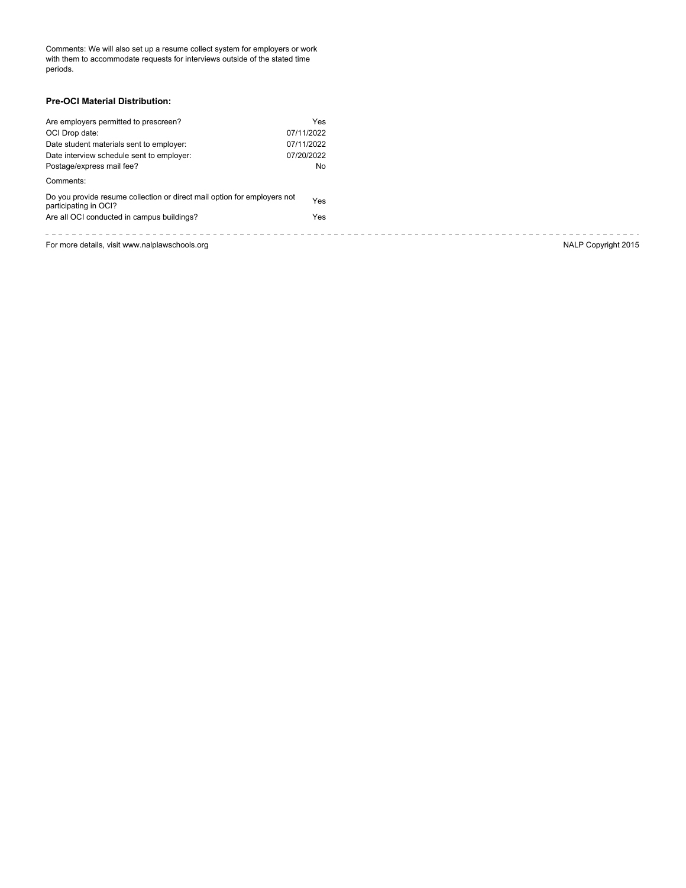Comments: We will also set up a resume collect system for employers or work with them to accommodate requests for interviews outside of the stated time periods.

### Pre-OCI Material Distribution:

| | |
|---|---|
| Are employers permitted to prescreen? | Yes |
| OCI Drop date: | 07/11/2022 |
| Date student materials sent to employer: | 07/11/2022 |
| Date interview schedule sent to employer: | 07/20/2022 |
| Postage/express mail fee? | No |

Comments:

| | |
|---|---|
| Do you provide resume collection or direct mail option for employers not participating in OCI? | Yes |
| Are all OCI conducted in campus buildings? | Yes |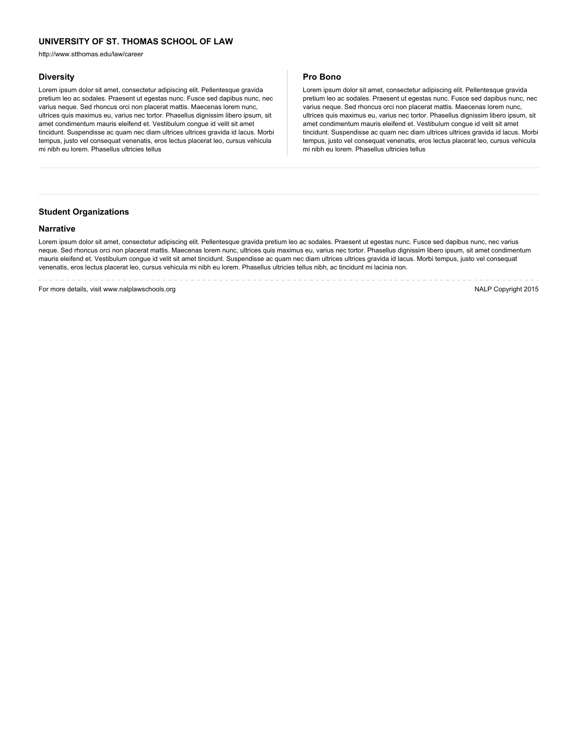# UNIVERSITY OF ST. THOMAS SCHOOL OF LAW

http://www.stthomas.edu/law/career

## Diversity

Lorem ipsum dolor sit amet, consectetur adipiscing elit. Pellentesque gravida pretium leo ac sodales. Praesent ut egestas nunc. Fusce sed dapibus nunc, nec varius neque. Sed rhoncus orci non placerat mattis. Maecenas lorem nunc, ultrices quis maximus eu, varius nec tortor. Phasellus dignissim libero ipsum, sit amet condimentum mauris eleifend et. Vestibulum congue id velit sit amet tincidunt. Suspendisse ac quam nec diam ultrices ultrices gravida id lacus. Morbi tempus, justo vel consequat venenatis, eros lectus placerat leo, cursus vehicula mi nibh eu lorem. Phasellus ultricies tellus

## Pro Bono

Lorem ipsum dolor sit amet, consectetur adipiscing elit. Pellentesque gravida pretium leo ac sodales. Praesent ut egestas nunc. Fusce sed dapibus nunc, nec varius neque. Sed rhoncus orci non placerat mattis. Maecenas lorem nunc, ultrices quis maximus eu, varius nec tortor. Phasellus dignissim libero ipsum, sit amet condimentum mauris eleifend et. Vestibulum congue id velit sit amet tincidunt. Suspendisse ac quam nec diam ultrices ultrices gravida id lacus. Morbi tempus, justo vel consequat venenatis, eros lectus placerat leo, cursus vehicula mi nibh eu lorem. Phasellus ultricies tellus

## Student Organizations

### Narrative

Lorem ipsum dolor sit amet, consectetur adipiscing elit. Pellentesque gravida pretium leo ac sodales. Praesent ut egestas nunc. Fusce sed dapibus nunc, nec varius neque. Sed rhoncus orci non placerat mattis. Maecenas lorem nunc, ultrices quis maximus eu, varius nec tortor. Phasellus dignissim libero ipsum, sit amet condimentum mauris eleifend et. Vestibulum congue id velit sit amet tincidunt. Suspendisse ac quam nec diam ultrices ultrices gravida id lacus. Morbi tempus, justo vel consequat venenatis, eros lectus placerat leo, cursus vehicula mi nibh eu lorem. Phasellus ultricies tellus nibh, ac tincidunt mi lacinia non.

For more details, visit www.nalplawschools.org

NALP Copyright 2015